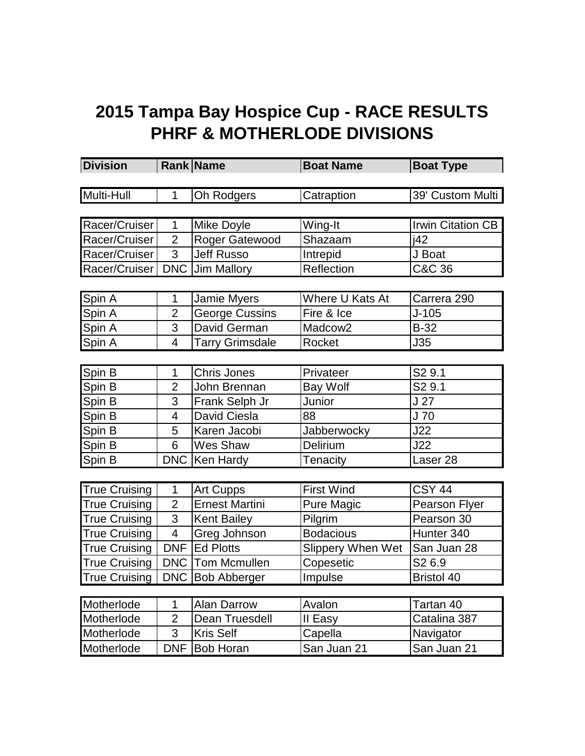# 2015 Tampa Bay Hospice Cup - RACE RESULTS
# PHRF & MOTHERLODE DIVISIONS

| Division | Rank | Name | Boat Name | Boat Type |
|---|---|---|---|---|
| Multi-Hull | 1 | Oh Rodgers | Catraption | 39' Custom Multi |
| Racer/Cruiser | 1 | Mike Doyle | Wing-It | Irwin Citation CB |
| Racer/Cruiser | 2 | Roger Gatewood | Shazaam | j42 |
| Racer/Cruiser | 3 | Jeff Russo | Intrepid | J Boat |
| Racer/Cruiser | DNC | Jim Mallory | Reflection | C&C 36 |
| Spin A | 1 | Jamie Myers | Where U Kats At | Carrera 290 |
| Spin A | 2 | George Cussins | Fire & Ice | J-105 |
| Spin A | 3 | David German | Madcow2 | B-32 |
| Spin A | 4 | Tarry Grimsdale | Rocket | J35 |
| Spin B | 1 | Chris Jones | Privateer | S2 9.1 |
| Spin B | 2 | John Brennan | Bay Wolf | S2 9.1 |
| Spin B | 3 | Frank Selph Jr | Junior | J 27 |
| Spin B | 4 | David Ciesla | 88 | J 70 |
| Spin B | 5 | Karen Jacobi | Jabberwocky | J22 |
| Spin B | 6 | Wes Shaw | Delirium | J22 |
| Spin B | DNC | Ken Hardy | Tenacity | Laser 28 |
| True Cruising | 1 | Art Cupps | First Wind | CSY 44 |
| True Cruising | 2 | Ernest Martini | Pure Magic | Pearson Flyer |
| True Cruising | 3 | Kent Bailey | Pilgrim | Pearson 30 |
| True Cruising | 4 | Greg Johnson | Bodacious | Hunter 340 |
| True Cruising | DNF | Ed Plotts | Slippery When Wet | San Juan 28 |
| True Cruising | DNC | Tom Mcmullen | Copesetic | S2 6.9 |
| True Cruising | DNC | Bob Abberger | Impulse | Bristol 40 |
| Motherlode | 1 | Alan Darrow | Avalon | Tartan 40 |
| Motherlode | 2 | Dean Truesdell | II Easy | Catalina 387 |
| Motherlode | 3 | Kris Self | Capella | Navigator |
| Motherlode | DNF | Bob Horan | San Juan 21 | San Juan 21 |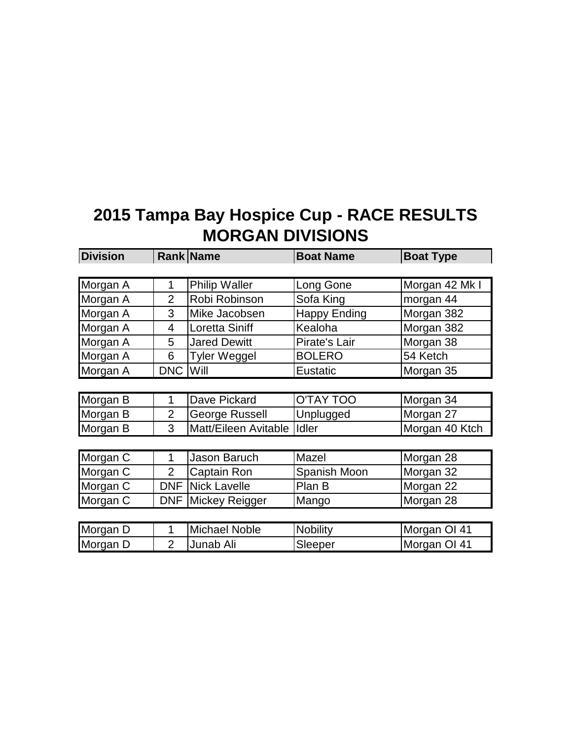# 2015 Tampa Bay Hospice Cup - RACE RESULTS
## MORGAN DIVISIONS

| Division | Rank | Name | Boat Name | Boat Type |
|---|---|---|---|---|
| Morgan A | 1 | Philip Waller | Long Gone | Morgan 42 Mk I |
| Morgan A | 2 | Robi Robinson | Sofa King | morgan 44 |
| Morgan A | 3 | Mike Jacobsen | Happy Ending | Morgan 382 |
| Morgan A | 4 | Loretta Siniff | Kealoha | Morgan 382 |
| Morgan A | 5 | Jared Dewitt | Pirate's Lair | Morgan 38 |
| Morgan A | 6 | Tyler Weggel | BOLERO | 54 Ketch |
| Morgan A | DNC | Will | Eustatic | Morgan 35 |
| Morgan B | 1 | Dave Pickard | O'TAY TOO | Morgan 34 |
| Morgan B | 2 | George Russell | Unplugged | Morgan 27 |
| Morgan B | 3 | Matt/Eileen Avitable | Idler | Morgan 40 Ktch |
| Morgan C | 1 | Jason Baruch | Mazel | Morgan 28 |
| Morgan C | 2 | Captain Ron | Spanish Moon | Morgan 32 |
| Morgan C | DNF | Nick Lavelle | Plan B | Morgan 22 |
| Morgan C | DNF | Mickey Reigger | Mango | Morgan 28 |
| Morgan D | 1 | Michael Noble | Nobility | Morgan OI 41 |
| Morgan D | 2 | Junab Ali | Sleeper | Morgan OI 41 |